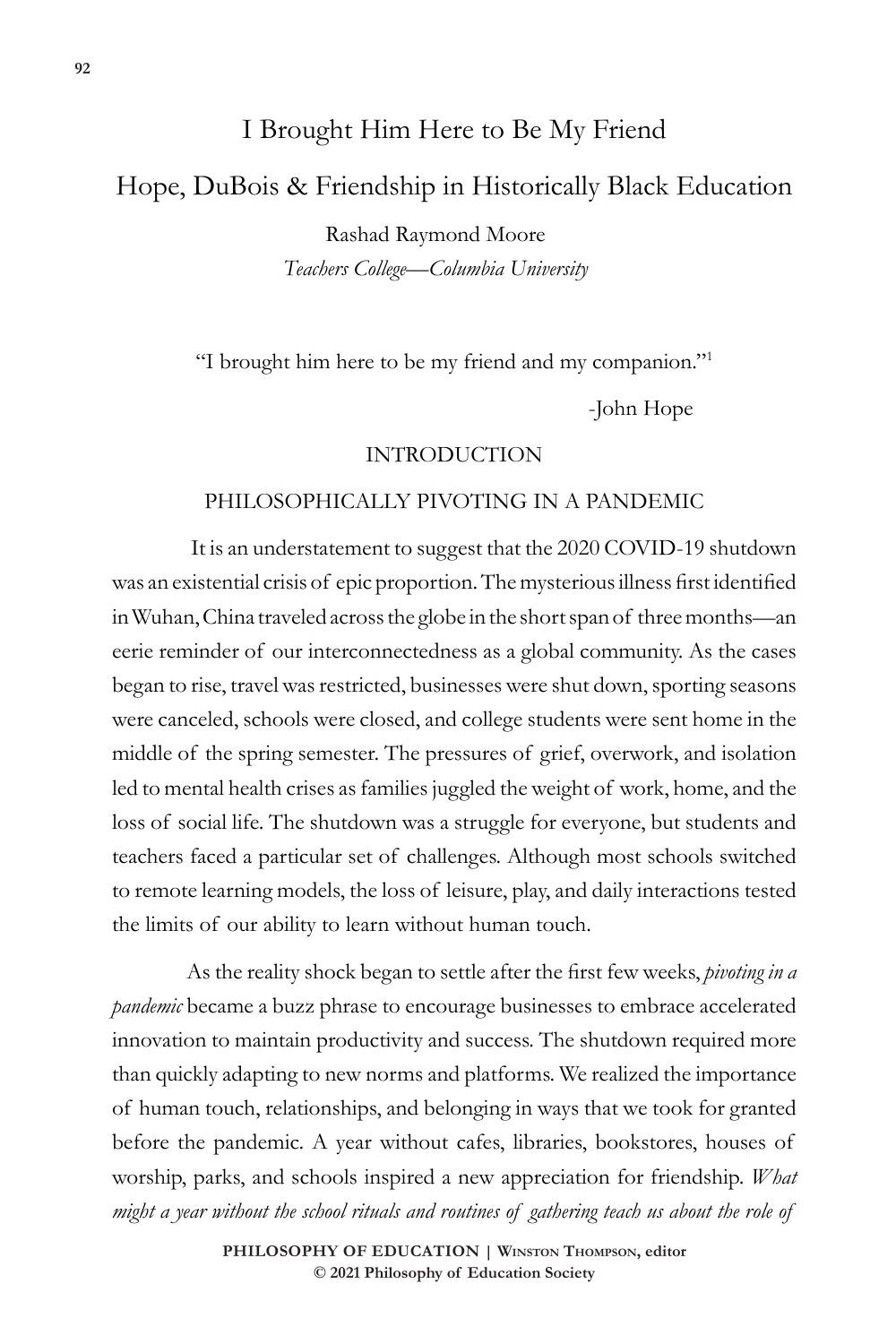# I Brought Him Here to Be My Friend

## Hope, DuBois & Friendship in Historically Black Education

Rashad Raymond Moore
*Teachers College—Columbia University*

"I brought him here to be my friend and my companion."[1]

-John Hope

### INTRODUCTION

### PHILOSOPHICALLY PIVOTING IN A PANDEMIC

It is an understatement to suggest that the 2020 COVID-19 shutdown was an existential crisis of epic proportion. The mysterious illness first identified in Wuhan, China traveled across the globe in the short span of three months—an eerie reminder of our interconnectedness as a global community. As the cases began to rise, travel was restricted, businesses were shut down, sporting seasons were canceled, schools were closed, and college students were sent home in the middle of the spring semester. The pressures of grief, overwork, and isolation led to mental health crises as families juggled the weight of work, home, and the loss of social life. The shutdown was a struggle for everyone, but students and teachers faced a particular set of challenges. Although most schools switched to remote learning models, the loss of leisure, play, and daily interactions tested the limits of our ability to learn without human touch.

As the reality shock began to settle after the first few weeks, *pivoting in a pandemic* became a buzz phrase to encourage businesses to embrace accelerated innovation to maintain productivity and success. The shutdown required more than quickly adapting to new norms and platforms. We realized the importance of human touch, relationships, and belonging in ways that we took for granted before the pandemic. A year without cafes, libraries, bookstores, houses of worship, parks, and schools inspired a new appreciation for friendship. *What might a year without the school rituals and routines of gathering teach us about the role of*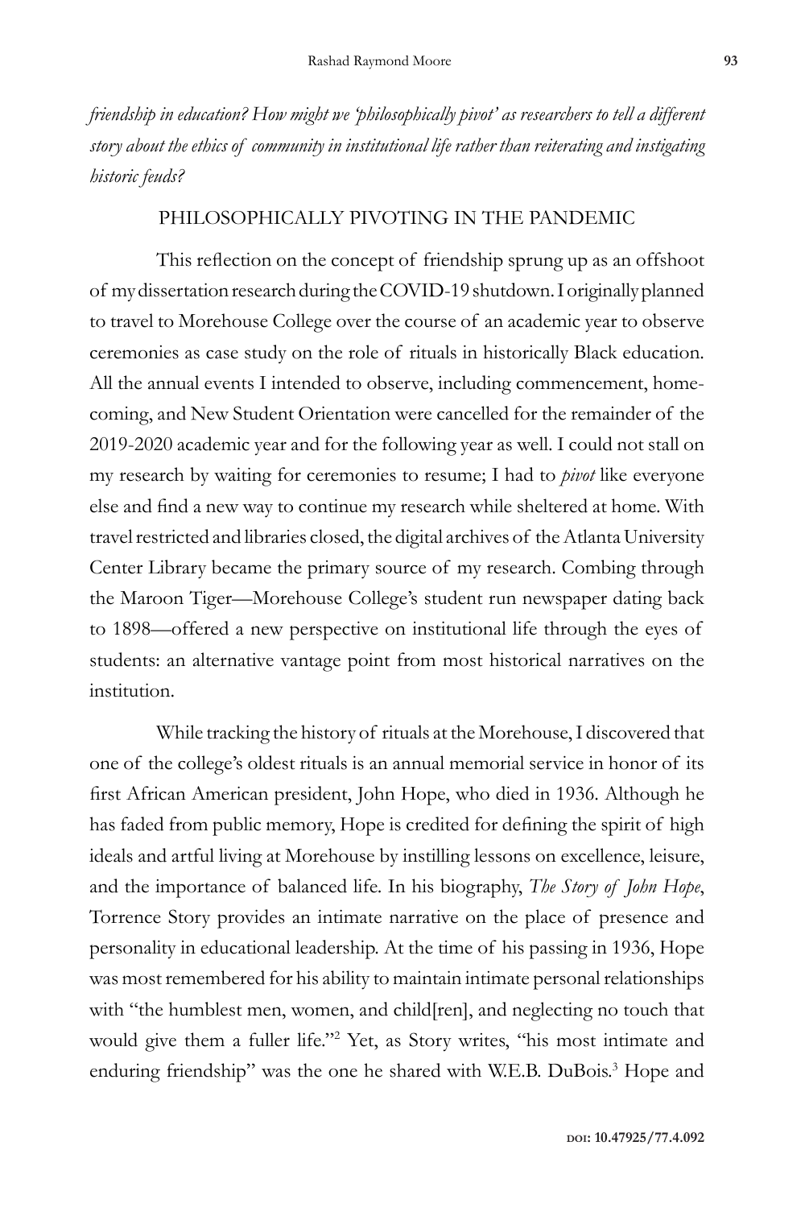*friendship in education? How might we 'philosophically pivot' as researchers to tell a different story about the ethics of community in institutional life rather than reiterating and instigating historic feuds?*

## PHILOSOPHICALLY PIVOTING IN THE PANDEMIC

This reflection on the concept of friendship sprung up as an offshoot of my dissertation research during the COVID-19 shutdown. I originally planned to travel to Morehouse College over the course of an academic year to observe ceremonies as case study on the role of rituals in historically Black education. All the annual events I intended to observe, including commencement, homecoming, and New Student Orientation were cancelled for the remainder of the 2019-2020 academic year and for the following year as well. I could not stall on my research by waiting for ceremonies to resume; I had to *pivot* like everyone else and find a new way to continue my research while sheltered at home. With travel restricted and libraries closed, the digital archives of the Atlanta University Center Library became the primary source of my research. Combing through the Maroon Tiger—Morehouse College's student run newspaper dating back to 1898—offered a new perspective on institutional life through the eyes of students: an alternative vantage point from most historical narratives on the institution.

While tracking the history of rituals at the Morehouse, I discovered that one of the college's oldest rituals is an annual memorial service in honor of its first African American president, John Hope, who died in 1936. Although he has faded from public memory, Hope is credited for defining the spirit of high ideals and artful living at Morehouse by instilling lessons on excellence, leisure, and the importance of balanced life. In his biography, *The Story of John Hope*, Torrence Story provides an intimate narrative on the place of presence and personality in educational leadership. At the time of his passing in 1936, Hope was most remembered for his ability to maintain intimate personal relationships with "the humblest men, women, and child[ren], and neglecting no touch that would give them a fuller life."[2] Yet, as Story writes, "his most intimate and enduring friendship" was the one he shared with W.E.B. DuBois.[3] Hope and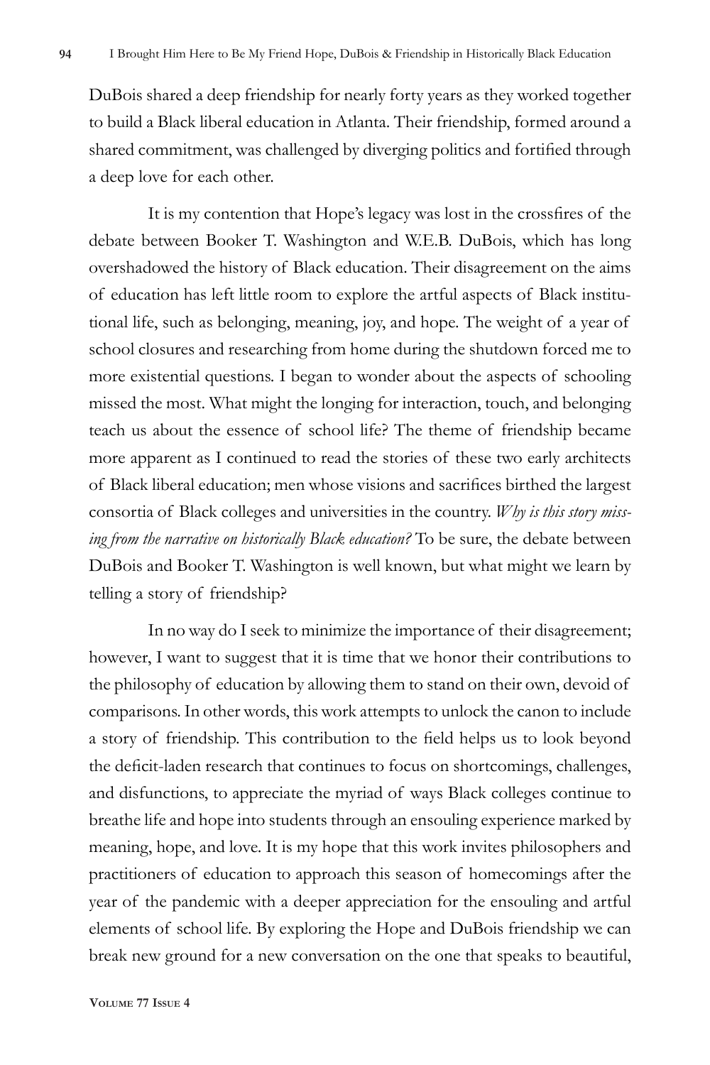DuBois shared a deep friendship for nearly forty years as they worked together to build a Black liberal education in Atlanta. Their friendship, formed around a shared commitment, was challenged by diverging politics and fortified through a deep love for each other.

It is my contention that Hope's legacy was lost in the crossfires of the debate between Booker T. Washington and W.E.B. DuBois, which has long overshadowed the history of Black education. Their disagreement on the aims of education has left little room to explore the artful aspects of Black institutional life, such as belonging, meaning, joy, and hope. The weight of a year of school closures and researching from home during the shutdown forced me to more existential questions. I began to wonder about the aspects of schooling missed the most. What might the longing for interaction, touch, and belonging teach us about the essence of school life? The theme of friendship became more apparent as I continued to read the stories of these two early architects of Black liberal education; men whose visions and sacrifices birthed the largest consortia of Black colleges and universities in the country. *Why is this story missing from the narrative on historically Black education?* To be sure, the debate between DuBois and Booker T. Washington is well known, but what might we learn by telling a story of friendship?

In no way do I seek to minimize the importance of their disagreement; however, I want to suggest that it is time that we honor their contributions to the philosophy of education by allowing them to stand on their own, devoid of comparisons. In other words, this work attempts to unlock the canon to include a story of friendship. This contribution to the field helps us to look beyond the deficit-laden research that continues to focus on shortcomings, challenges, and disfunctions, to appreciate the myriad of ways Black colleges continue to breathe life and hope into students through an ensouling experience marked by meaning, hope, and love. It is my hope that this work invites philosophers and practitioners of education to approach this season of homecomings after the year of the pandemic with a deeper appreciation for the ensouling and artful elements of school life. By exploring the Hope and DuBois friendship we can break new ground for a new conversation on the one that speaks to beautiful,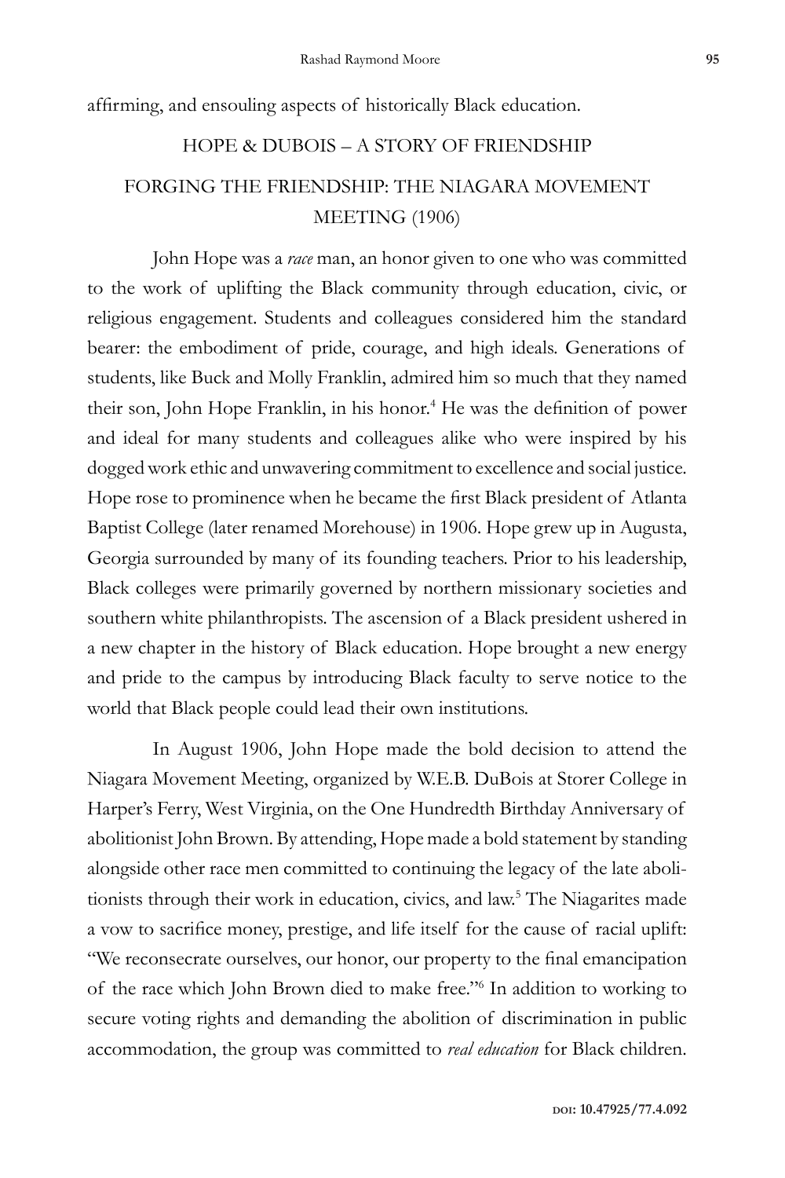affirming, and ensouling aspects of historically Black education.

## HOPE & DUBOIS – A STORY OF FRIENDSHIP

### FORGING THE FRIENDSHIP: THE NIAGARA MOVEMENT MEETING (1906)

John Hope was a *race* man, an honor given to one who was committed to the work of uplifting the Black community through education, civic, or religious engagement. Students and colleagues considered him the standard bearer: the embodiment of pride, courage, and high ideals. Generations of students, like Buck and Molly Franklin, admired him so much that they named their son, John Hope Franklin, in his honor.[4] He was the definition of power and ideal for many students and colleagues alike who were inspired by his dogged work ethic and unwavering commitment to excellence and social justice. Hope rose to prominence when he became the first Black president of Atlanta Baptist College (later renamed Morehouse) in 1906. Hope grew up in Augusta, Georgia surrounded by many of its founding teachers. Prior to his leadership, Black colleges were primarily governed by northern missionary societies and southern white philanthropists. The ascension of a Black president ushered in a new chapter in the history of Black education. Hope brought a new energy and pride to the campus by introducing Black faculty to serve notice to the world that Black people could lead their own institutions.

In August 1906, John Hope made the bold decision to attend the Niagara Movement Meeting, organized by W.E.B. DuBois at Storer College in Harper's Ferry, West Virginia, on the One Hundredth Birthday Anniversary of abolitionist John Brown. By attending, Hope made a bold statement by standing alongside other race men committed to continuing the legacy of the late abolitionists through their work in education, civics, and law.[5] The Niagarites made a vow to sacrifice money, prestige, and life itself for the cause of racial uplift: "We reconsecrate ourselves, our honor, our property to the final emancipation of the race which John Brown died to make free."[6] In addition to working to secure voting rights and demanding the abolition of discrimination in public accommodation, the group was committed to *real education* for Black children.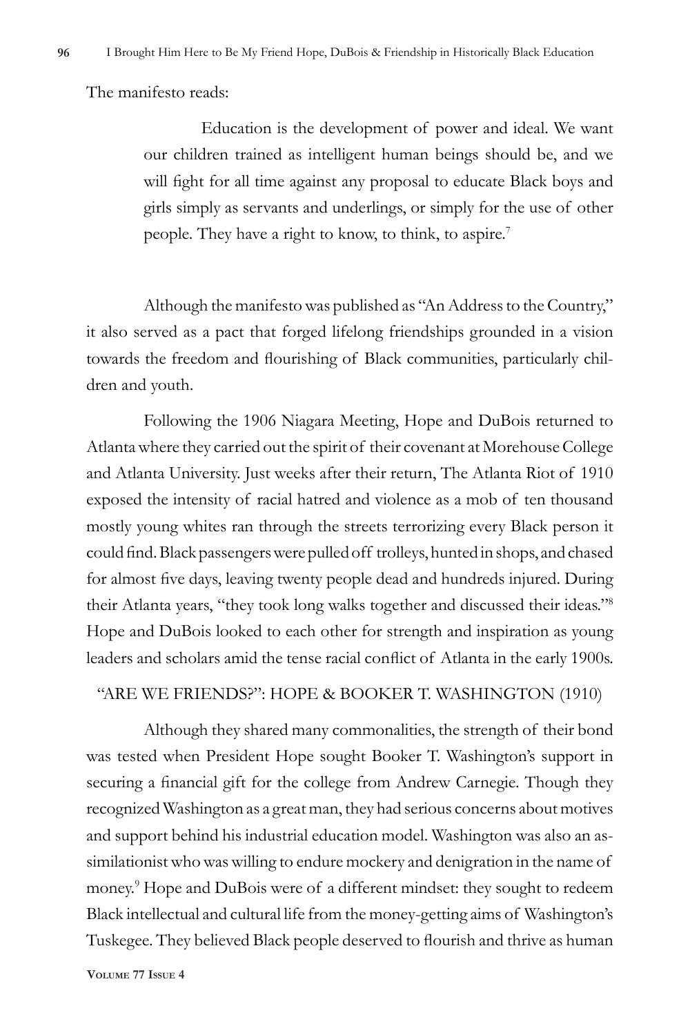The manifesto reads:

> Education is the development of power and ideal. We want our children trained as intelligent human beings should be, and we will fight for all time against any proposal to educate Black boys and girls simply as servants and underlings, or simply for the use of other people. They have a right to know, to think, to aspire.[7]

Although the manifesto was published as "An Address to the Country," it also served as a pact that forged lifelong friendships grounded in a vision towards the freedom and flourishing of Black communities, particularly children and youth.

Following the 1906 Niagara Meeting, Hope and DuBois returned to Atlanta where they carried out the spirit of their covenant at Morehouse College and Atlanta University. Just weeks after their return, The Atlanta Riot of 1910 exposed the intensity of racial hatred and violence as a mob of ten thousand mostly young whites ran through the streets terrorizing every Black person it could find. Black passengers were pulled off trolleys, hunted in shops, and chased for almost five days, leaving twenty people dead and hundreds injured. During their Atlanta years, "they took long walks together and discussed their ideas."[8] Hope and DuBois looked to each other for strength and inspiration as young leaders and scholars amid the tense racial conflict of Atlanta in the early 1900s.

## "ARE WE FRIENDS?": HOPE & BOOKER T. WASHINGTON (1910)

Although they shared many commonalities, the strength of their bond was tested when President Hope sought Booker T. Washington's support in securing a financial gift for the college from Andrew Carnegie. Though they recognized Washington as a great man, they had serious concerns about motives and support behind his industrial education model. Washington was also an assimilationist who was willing to endure mockery and denigration in the name of money.[9] Hope and DuBois were of a different mindset: they sought to redeem Black intellectual and cultural life from the money-getting aims of Washington's Tuskegee. They believed Black people deserved to flourish and thrive as human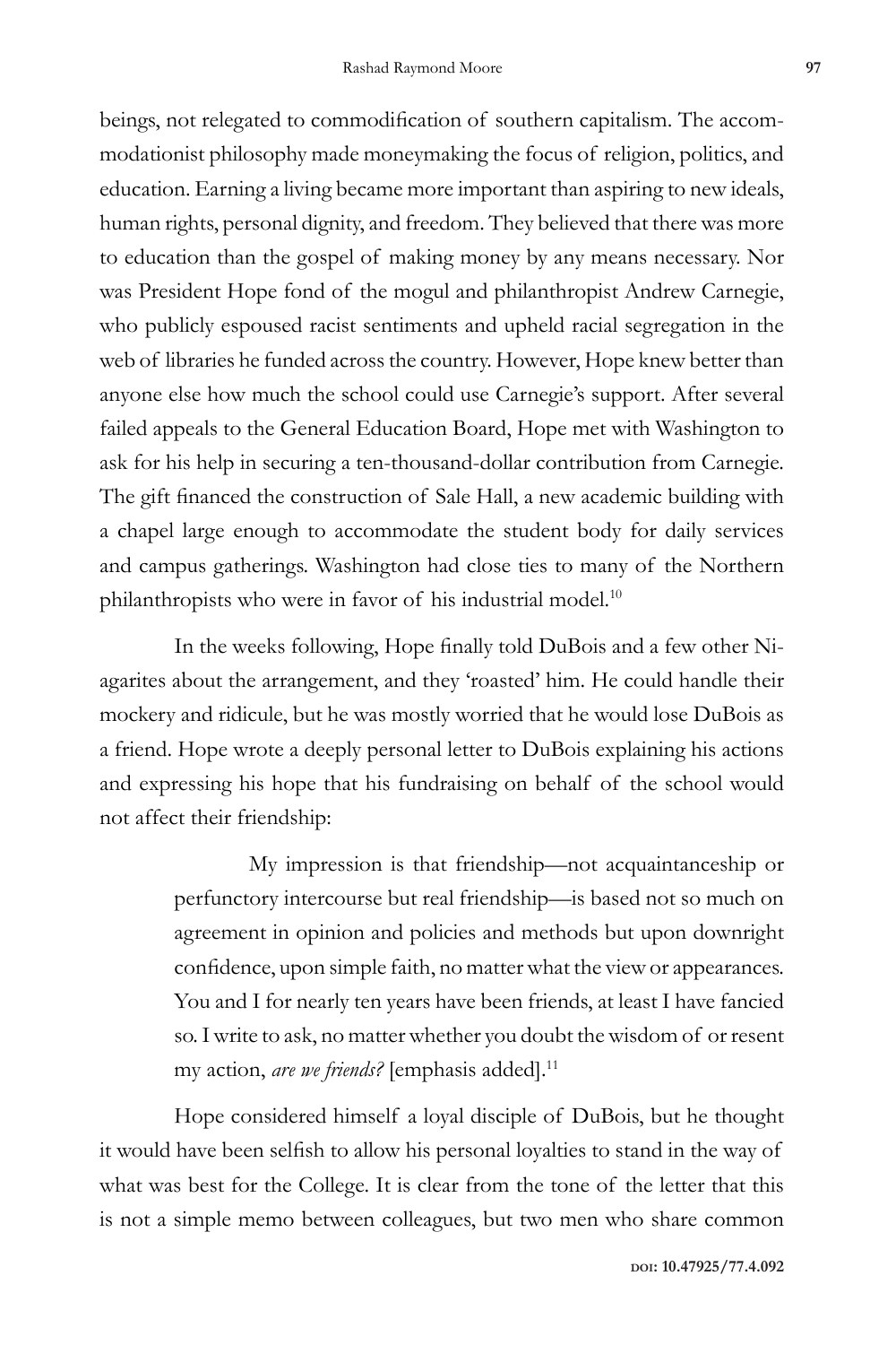beings, not relegated to commodification of southern capitalism. The accommodationist philosophy made moneymaking the focus of religion, politics, and education. Earning a living became more important than aspiring to new ideals, human rights, personal dignity, and freedom. They believed that there was more to education than the gospel of making money by any means necessary. Nor was President Hope fond of the mogul and philanthropist Andrew Carnegie, who publicly espoused racist sentiments and upheld racial segregation in the web of libraries he funded across the country. However, Hope knew better than anyone else how much the school could use Carnegie's support. After several failed appeals to the General Education Board, Hope met with Washington to ask for his help in securing a ten-thousand-dollar contribution from Carnegie. The gift financed the construction of Sale Hall, a new academic building with a chapel large enough to accommodate the student body for daily services and campus gatherings. Washington had close ties to many of the Northern philanthropists who were in favor of his industrial model.[10]

In the weeks following, Hope finally told DuBois and a few other Niagarites about the arrangement, and they 'roasted' him. He could handle their mockery and ridicule, but he was mostly worried that he would lose DuBois as a friend. Hope wrote a deeply personal letter to DuBois explaining his actions and expressing his hope that his fundraising on behalf of the school would not affect their friendship:

> My impression is that friendship—not acquaintanceship or perfunctory intercourse but real friendship—is based not so much on agreement in opinion and policies and methods but upon downright confidence, upon simple faith, no matter what the view or appearances. You and I for nearly ten years have been friends, at least I have fancied so. I write to ask, no matter whether you doubt the wisdom of or resent my action, *are we friends?* [emphasis added].[11]

Hope considered himself a loyal disciple of DuBois, but he thought it would have been selfish to allow his personal loyalties to stand in the way of what was best for the College. It is clear from the tone of the letter that this is not a simple memo between colleagues, but two men who share common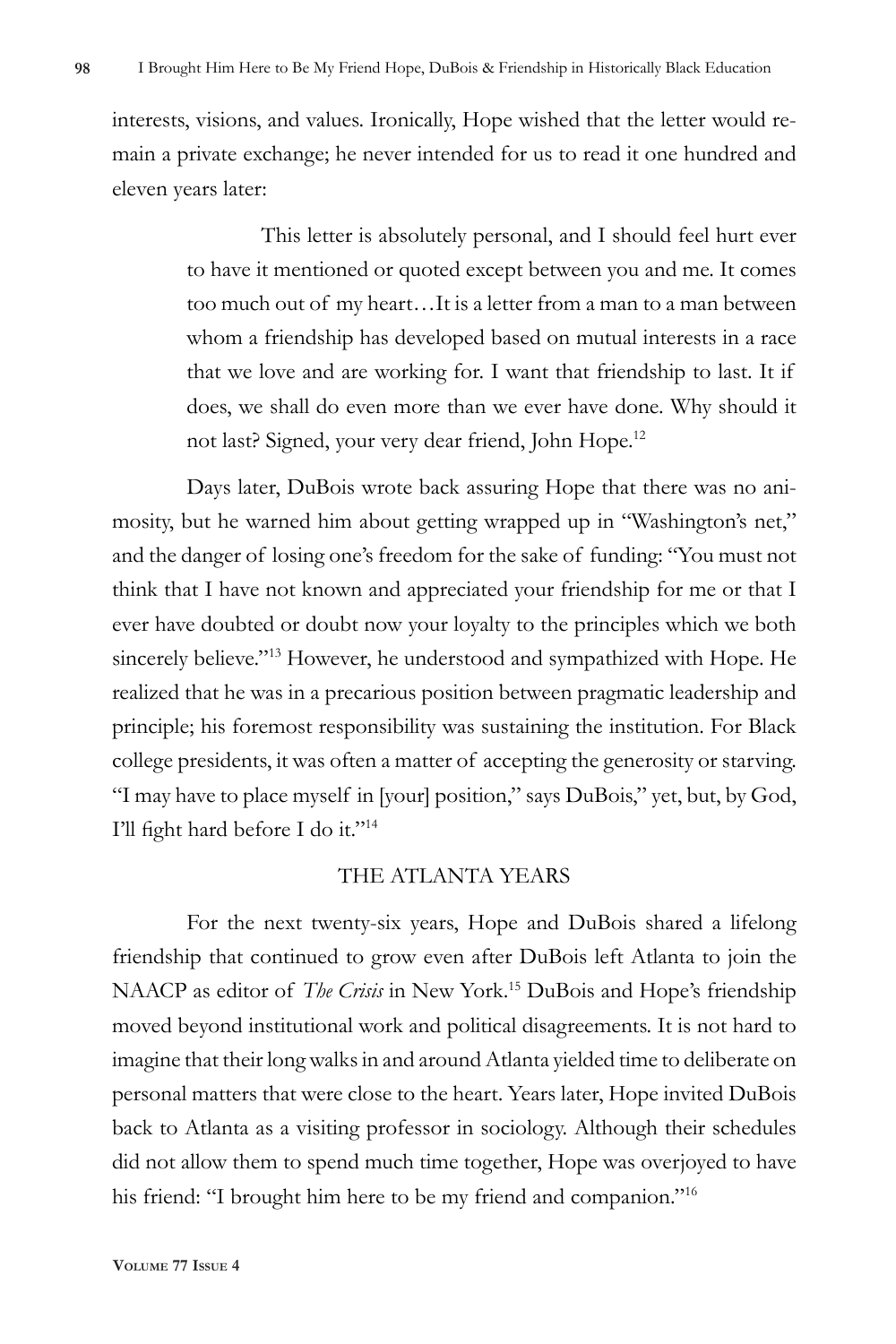interests, visions, and values. Ironically, Hope wished that the letter would remain a private exchange; he never intended for us to read it one hundred and eleven years later:

> This letter is absolutely personal, and I should feel hurt ever to have it mentioned or quoted except between you and me. It comes too much out of my heart…It is a letter from a man to a man between whom a friendship has developed based on mutual interests in a race that we love and are working for. I want that friendship to last. It if does, we shall do even more than we ever have done. Why should it not last? Signed, your very dear friend, John Hope.[12]

Days later, DuBois wrote back assuring Hope that there was no animosity, but he warned him about getting wrapped up in "Washington's net," and the danger of losing one's freedom for the sake of funding: "You must not think that I have not known and appreciated your friendship for me or that I ever have doubted or doubt now your loyalty to the principles which we both sincerely believe."[13] However, he understood and sympathized with Hope. He realized that he was in a precarious position between pragmatic leadership and principle; his foremost responsibility was sustaining the institution. For Black college presidents, it was often a matter of accepting the generosity or starving. "I may have to place myself in [your] position," says DuBois," yet, but, by God, I'll fight hard before I do it."[14]

## THE ATLANTA YEARS

For the next twenty-six years, Hope and DuBois shared a lifelong friendship that continued to grow even after DuBois left Atlanta to join the NAACP as editor of *The Crisis* in New York.[15] DuBois and Hope's friendship moved beyond institutional work and political disagreements. It is not hard to imagine that their long walks in and around Atlanta yielded time to deliberate on personal matters that were close to the heart. Years later, Hope invited DuBois back to Atlanta as a visiting professor in sociology. Although their schedules did not allow them to spend much time together, Hope was overjoyed to have his friend: "I brought him here to be my friend and companion."[16]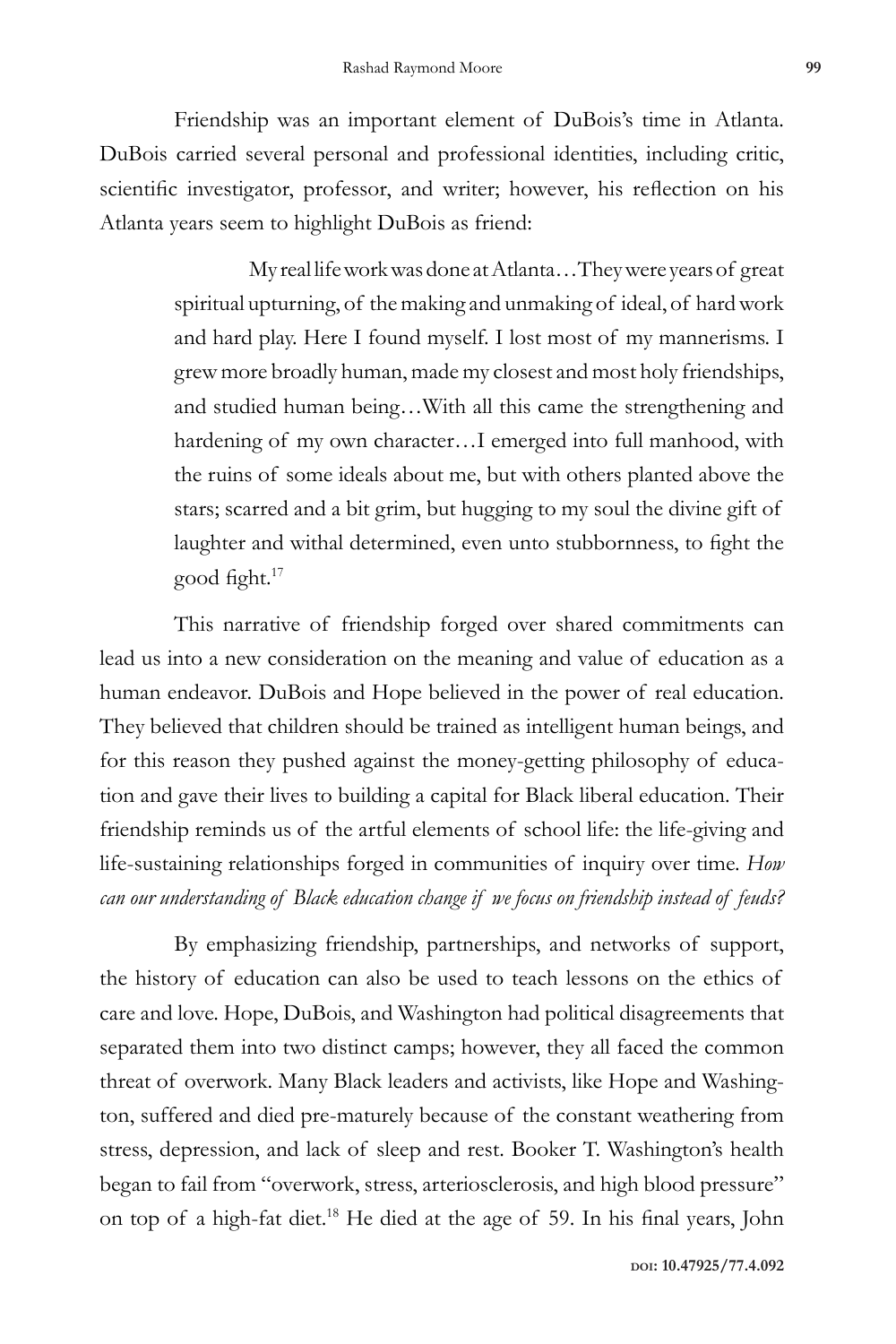Friendship was an important element of DuBois's time in Atlanta. DuBois carried several personal and professional identities, including critic, scientific investigator, professor, and writer; however, his reflection on his Atlanta years seem to highlight DuBois as friend:

> My real life work was done at Atlanta…They were years of great spiritual upturning, of the making and unmaking of ideal, of hard work and hard play. Here I found myself. I lost most of my mannerisms. I grew more broadly human, made my closest and most holy friendships, and studied human being…With all this came the strengthening and hardening of my own character…I emerged into full manhood, with the ruins of some ideals about me, but with others planted above the stars; scarred and a bit grim, but hugging to my soul the divine gift of laughter and withal determined, even unto stubbornness, to fight the good fight.[17]

This narrative of friendship forged over shared commitments can lead us into a new consideration on the meaning and value of education as a human endeavor. DuBois and Hope believed in the power of real education. They believed that children should be trained as intelligent human beings, and for this reason they pushed against the money-getting philosophy of education and gave their lives to building a capital for Black liberal education. Their friendship reminds us of the artful elements of school life: the life-giving and life-sustaining relationships forged in communities of inquiry over time. *How can our understanding of Black education change if we focus on friendship instead of feuds?*

By emphasizing friendship, partnerships, and networks of support, the history of education can also be used to teach lessons on the ethics of care and love. Hope, DuBois, and Washington had political disagreements that separated them into two distinct camps; however, they all faced the common threat of overwork. Many Black leaders and activists, like Hope and Washington, suffered and died pre-maturely because of the constant weathering from stress, depression, and lack of sleep and rest. Booker T. Washington's health began to fail from "overwork, stress, arteriosclerosis, and high blood pressure" on top of a high-fat diet.[18] He died at the age of 59. In his final years, John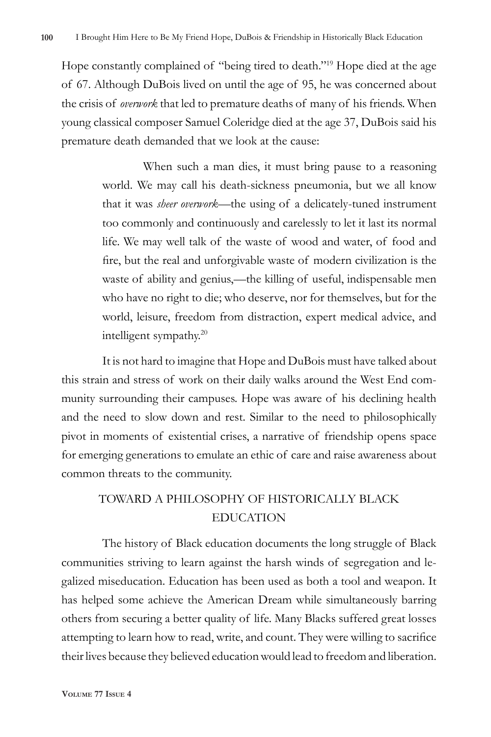Hope constantly complained of "being tired to death."[19] Hope died at the age of 67. Although DuBois lived on until the age of 95, he was concerned about the crisis of *overwork* that led to premature deaths of many of his friends. When young classical composer Samuel Coleridge died at the age 37, DuBois said his premature death demanded that we look at the cause:

> When such a man dies, it must bring pause to a reasoning world. We may call his death-sickness pneumonia, but we all know that it was *sheer overwork*—the using of a delicately-tuned instrument too commonly and continuously and carelessly to let it last its normal life. We may well talk of the waste of wood and water, of food and fire, but the real and unforgivable waste of modern civilization is the waste of ability and genius,—the killing of useful, indispensable men who have no right to die; who deserve, nor for themselves, but for the world, leisure, freedom from distraction, expert medical advice, and intelligent sympathy.[20]

It is not hard to imagine that Hope and DuBois must have talked about this strain and stress of work on their daily walks around the West End community surrounding their campuses. Hope was aware of his declining health and the need to slow down and rest. Similar to the need to philosophically pivot in moments of existential crises, a narrative of friendship opens space for emerging generations to emulate an ethic of care and raise awareness about common threats to the community.

## TOWARD A PHILOSOPHY OF HISTORICALLY BLACK EDUCATION

The history of Black education documents the long struggle of Black communities striving to learn against the harsh winds of segregation and legalized miseducation. Education has been used as both a tool and weapon. It has helped some achieve the American Dream while simultaneously barring others from securing a better quality of life. Many Blacks suffered great losses attempting to learn how to read, write, and count. They were willing to sacrifice their lives because they believed education would lead to freedom and liberation.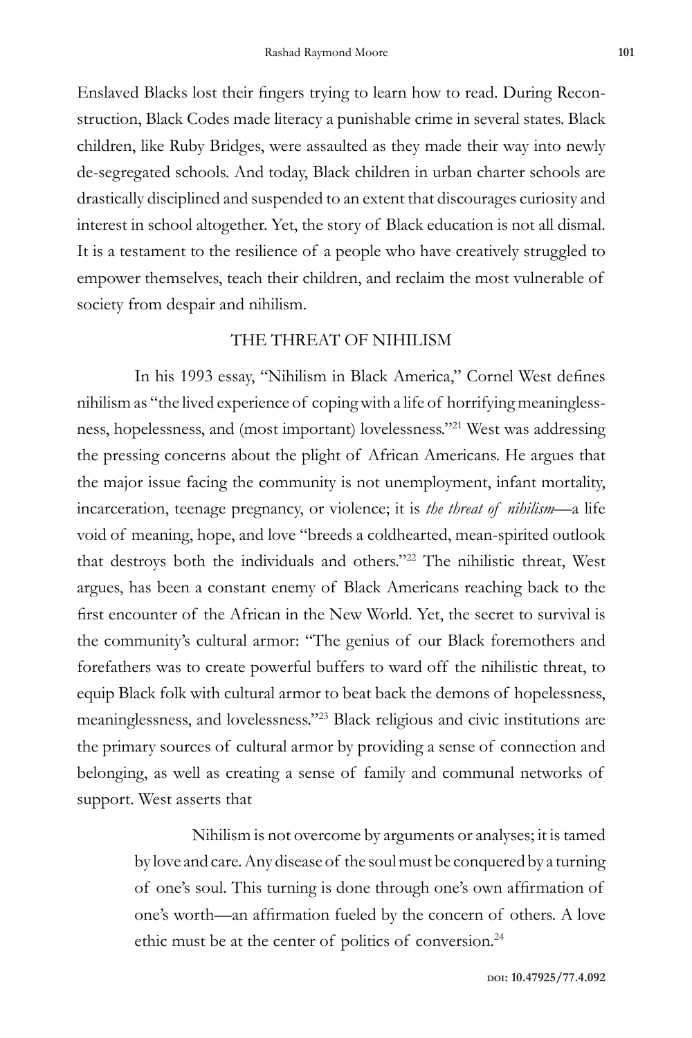Enslaved Blacks lost their fingers trying to learn how to read. During Reconstruction, Black Codes made literacy a punishable crime in several states. Black children, like Ruby Bridges, were assaulted as they made their way into newly de-segregated schools. And today, Black children in urban charter schools are drastically disciplined and suspended to an extent that discourages curiosity and interest in school altogether. Yet, the story of Black education is not all dismal. It is a testament to the resilience of a people who have creatively struggled to empower themselves, teach their children, and reclaim the most vulnerable of society from despair and nihilism.

## THE THREAT OF NIHILISM

In his 1993 essay, "Nihilism in Black America," Cornel West defines nihilism as "the lived experience of coping with a life of horrifying meaninglessness, hopelessness, and (most important) lovelessness."[21] West was addressing the pressing concerns about the plight of African Americans. He argues that the major issue facing the community is not unemployment, infant mortality, incarceration, teenage pregnancy, or violence; it is *the threat of nihilism*—a life void of meaning, hope, and love "breeds a coldhearted, mean-spirited outlook that destroys both the individuals and others."[22] The nihilistic threat, West argues, has been a constant enemy of Black Americans reaching back to the first encounter of the African in the New World. Yet, the secret to survival is the community's cultural armor: "The genius of our Black foremothers and forefathers was to create powerful buffers to ward off the nihilistic threat, to equip Black folk with cultural armor to beat back the demons of hopelessness, meaninglessness, and lovelessness."[23] Black religious and civic institutions are the primary sources of cultural armor by providing a sense of connection and belonging, as well as creating a sense of family and communal networks of support. West asserts that

> Nihilism is not overcome by arguments or analyses; it is tamed by love and care. Any disease of the soul must be conquered by a turning of one's soul. This turning is done through one's own affirmation of one's worth—an affirmation fueled by the concern of others. A love ethic must be at the center of politics of conversion.[24]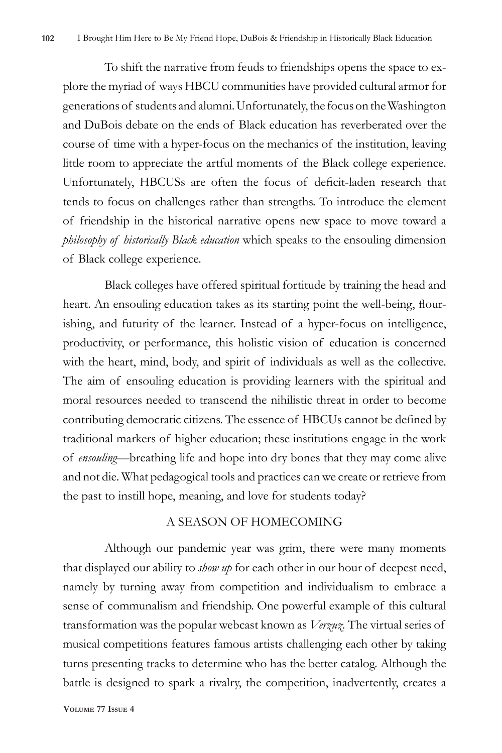To shift the narrative from feuds to friendships opens the space to explore the myriad of ways HBCU communities have provided cultural armor for generations of students and alumni. Unfortunately, the focus on the Washington and DuBois debate on the ends of Black education has reverberated over the course of time with a hyper-focus on the mechanics of the institution, leaving little room to appreciate the artful moments of the Black college experience. Unfortunately, HBCUSs are often the focus of deficit-laden research that tends to focus on challenges rather than strengths. To introduce the element of friendship in the historical narrative opens new space to move toward a *philosophy of historically Black education* which speaks to the ensouling dimension of Black college experience.

Black colleges have offered spiritual fortitude by training the head and heart. An ensouling education takes as its starting point the well-being, flourishing, and futurity of the learner. Instead of a hyper-focus on intelligence, productivity, or performance, this holistic vision of education is concerned with the heart, mind, body, and spirit of individuals as well as the collective. The aim of ensouling education is providing learners with the spiritual and moral resources needed to transcend the nihilistic threat in order to become contributing democratic citizens. The essence of HBCUs cannot be defined by traditional markers of higher education; these institutions engage in the work of *ensouling*—breathing life and hope into dry bones that they may come alive and not die. What pedagogical tools and practices can we create or retrieve from the past to instill hope, meaning, and love for students today?

## A SEASON OF HOMECOMING

Although our pandemic year was grim, there were many moments that displayed our ability to *show up* for each other in our hour of deepest need, namely by turning away from competition and individualism to embrace a sense of communalism and friendship. One powerful example of this cultural transformation was the popular webcast known as *Verzuz*. The virtual series of musical competitions features famous artists challenging each other by taking turns presenting tracks to determine who has the better catalog. Although the battle is designed to spark a rivalry, the competition, inadvertently, creates a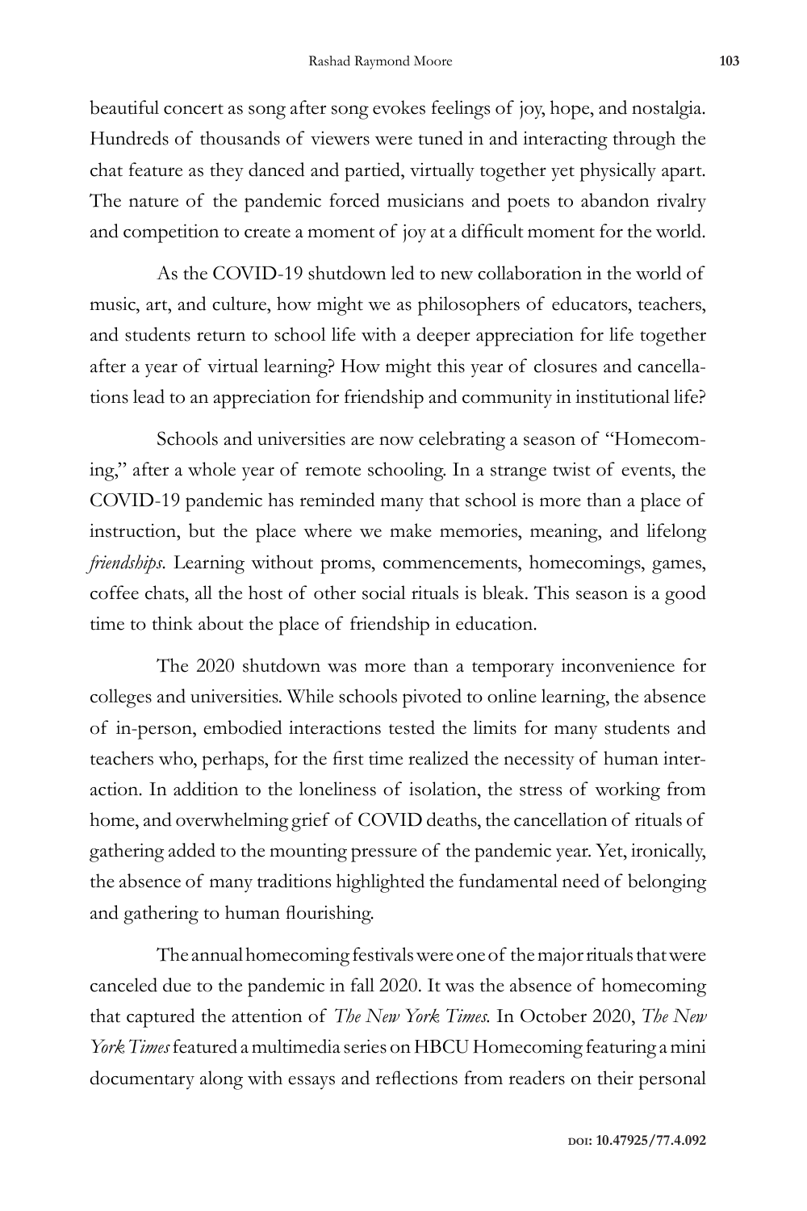beautiful concert as song after song evokes feelings of joy, hope, and nostalgia. Hundreds of thousands of viewers were tuned in and interacting through the chat feature as they danced and partied, virtually together yet physically apart. The nature of the pandemic forced musicians and poets to abandon rivalry and competition to create a moment of joy at a difficult moment for the world.

As the COVID-19 shutdown led to new collaboration in the world of music, art, and culture, how might we as philosophers of educators, teachers, and students return to school life with a deeper appreciation for life together after a year of virtual learning? How might this year of closures and cancellations lead to an appreciation for friendship and community in institutional life?

Schools and universities are now celebrating a season of "Homecoming," after a whole year of remote schooling. In a strange twist of events, the COVID-19 pandemic has reminded many that school is more than a place of instruction, but the place where we make memories, meaning, and lifelong *friendships*. Learning without proms, commencements, homecomings, games, coffee chats, all the host of other social rituals is bleak. This season is a good time to think about the place of friendship in education.

The 2020 shutdown was more than a temporary inconvenience for colleges and universities. While schools pivoted to online learning, the absence of in-person, embodied interactions tested the limits for many students and teachers who, perhaps, for the first time realized the necessity of human interaction. In addition to the loneliness of isolation, the stress of working from home, and overwhelming grief of COVID deaths, the cancellation of rituals of gathering added to the mounting pressure of the pandemic year. Yet, ironically, the absence of many traditions highlighted the fundamental need of belonging and gathering to human flourishing.

The annual homecoming festivals were one of the major rituals that were canceled due to the pandemic in fall 2020. It was the absence of homecoming that captured the attention of *The New York Times.* In October 2020, *The New York Times* featured a multimedia series on HBCU Homecoming featuring a mini documentary along with essays and reflections from readers on their personal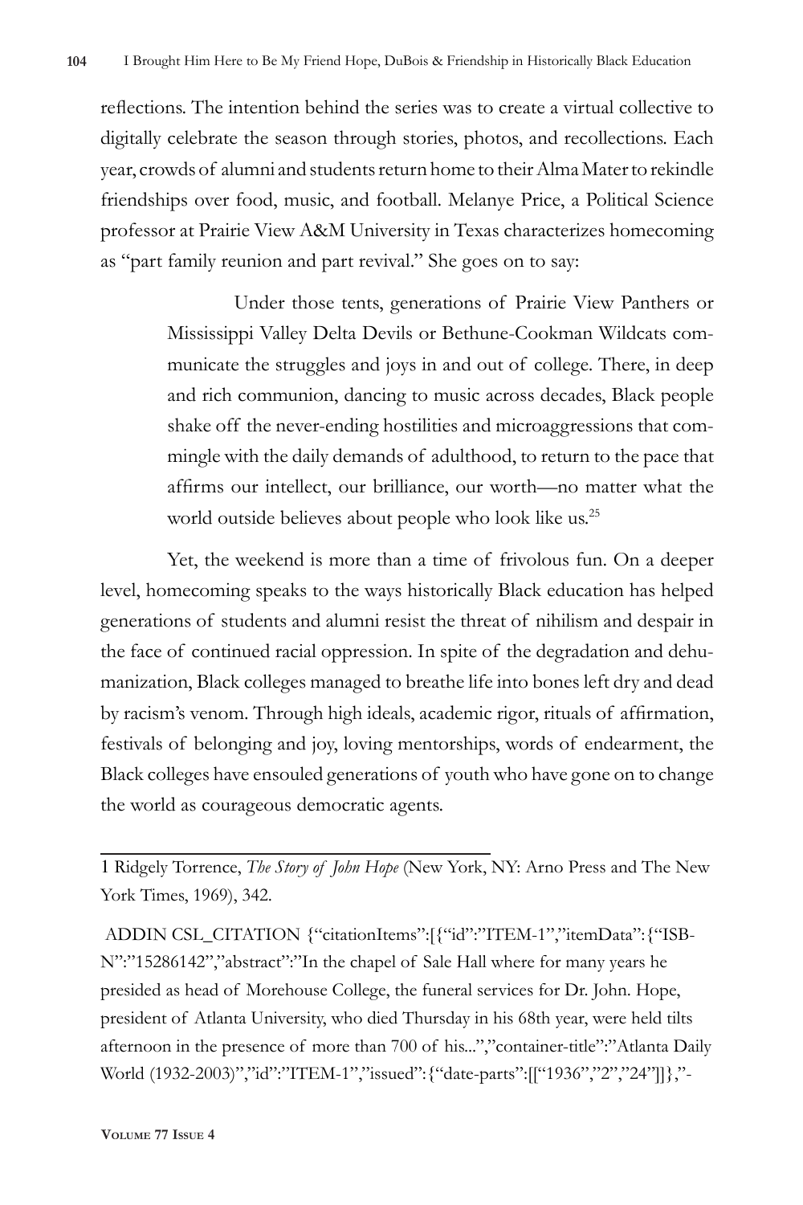reflections. The intention behind the series was to create a virtual collective to digitally celebrate the season through stories, photos, and recollections. Each year, crowds of alumni and students return home to their Alma Mater to rekindle friendships over food, music, and football. Melanye Price, a Political Science professor at Prairie View A&M University in Texas characterizes homecoming as "part family reunion and part revival." She goes on to say:

> Under those tents, generations of Prairie View Panthers or Mississippi Valley Delta Devils or Bethune-Cookman Wildcats communicate the struggles and joys in and out of college. There, in deep and rich communion, dancing to music across decades, Black people shake off the never-ending hostilities and microaggressions that commingle with the daily demands of adulthood, to return to the pace that affirms our intellect, our brilliance, our worth—no matter what the world outside believes about people who look like us.[25]

Yet, the weekend is more than a time of frivolous fun. On a deeper level, homecoming speaks to the ways historically Black education has helped generations of students and alumni resist the threat of nihilism and despair in the face of continued racial oppression. In spite of the degradation and dehumanization, Black colleges managed to breathe life into bones left dry and dead by racism's venom. Through high ideals, academic rigor, rituals of affirmation, festivals of belonging and joy, loving mentorships, words of endearment, the Black colleges have ensouled generations of youth who have gone on to change the world as courageous democratic agents.

---

1 Ridgely Torrence, *The Story of John Hope* (New York, NY: Arno Press and The New York Times, 1969), 342.

ADDIN CSL_CITATION {"citationItems":[{"id":"ITEM-1","itemData":{"ISBN":"15286142","abstract":"In the chapel of Sale Hall where for many years he presided as head of Morehouse College, the funeral services for Dr. John. Hope, president of Atlanta University, who died Thursday in his 68th year, were held tilts afternoon in the presence of more than 700 of his...","container-title":"Atlanta Daily World (1932-2003)","id":"ITEM-1","issued":{"date-parts":[["1936","2","24"]]},"-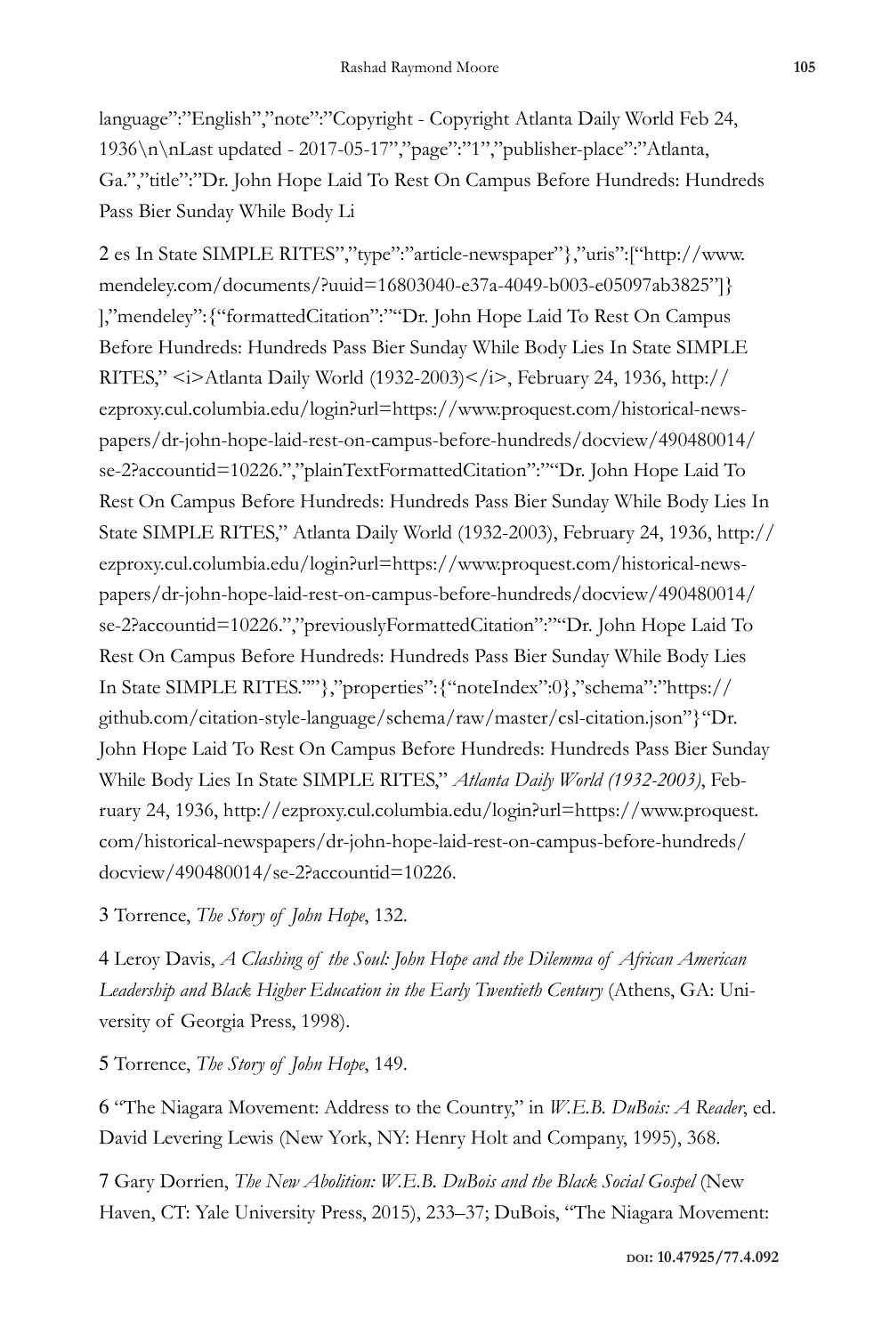language":"English","note":"Copyright - Copyright Atlanta Daily World Feb 24, 1936\n\nLast updated - 2017-05-17","page":"1","publisher-place":"Atlanta, Ga.","title":"Dr. John Hope Laid To Rest On Campus Before Hundreds: Hundreds Pass Bier Sunday While Body Li

2 es In State SIMPLE RITES","type":"article-newspaper"},"uris":["http://www.mendeley.com/documents/?uuid=16803040-e37a-4049-b003-e05097ab3825"]} ],"mendeley":{"formattedCitation":"“Dr. John Hope Laid To Rest On Campus Before Hundreds: Hundreds Pass Bier Sunday While Body Lies In State SIMPLE RITES,” <i>Atlanta Daily World (1932-2003)</i>, February 24, 1936, http://ezproxy.cul.columbia.edu/login?url=https://www.proquest.com/historical-newspapers/dr-john-hope-laid-rest-on-campus-before-hundreds/docview/490480014/se-2?accountid=10226.","plainTextFormattedCitation":"“Dr. John Hope Laid To Rest On Campus Before Hundreds: Hundreds Pass Bier Sunday While Body Lies In State SIMPLE RITES,” Atlanta Daily World (1932-2003), February 24, 1936, http://ezproxy.cul.columbia.edu/login?url=https://www.proquest.com/historical-newspapers/dr-john-hope-laid-rest-on-campus-before-hundreds/docview/490480014/se-2?accountid=10226.","previouslyFormattedCitation":"“Dr. John Hope Laid To Rest On Campus Before Hundreds: Hundreds Pass Bier Sunday While Body Lies In State SIMPLE RITES.”"},"properties":{"noteIndex":0},"schema":"https://github.com/citation-style-language/schema/raw/master/csl-citation.json"}“Dr. John Hope Laid To Rest On Campus Before Hundreds: Hundreds Pass Bier Sunday While Body Lies In State SIMPLE RITES,” *Atlanta Daily World (1932-2003)*, February 24, 1936, http://ezproxy.cul.columbia.edu/login?url=https://www.proquest.com/historical-newspapers/dr-john-hope-laid-rest-on-campus-before-hundreds/docview/490480014/se-2?accountid=10226.

3 Torrence, *The Story of John Hope*, 132.

4 Leroy Davis, *A Clashing of the Soul: John Hope and the Dilemma of African American Leadership and Black Higher Education in the Early Twentieth Century* (Athens, GA: University of Georgia Press, 1998).

5 Torrence, *The Story of John Hope*, 149.

6 “The Niagara Movement: Address to the Country,” in *W.E.B. DuBois: A Reader*, ed. David Levering Lewis (New York, NY: Henry Holt and Company, 1995), 368.

7 Gary Dorrien, *The New Abolition: W.E.B. DuBois and the Black Social Gospel* (New Haven, CT: Yale University Press, 2015), 233–37; DuBois, “The Niagara Movement: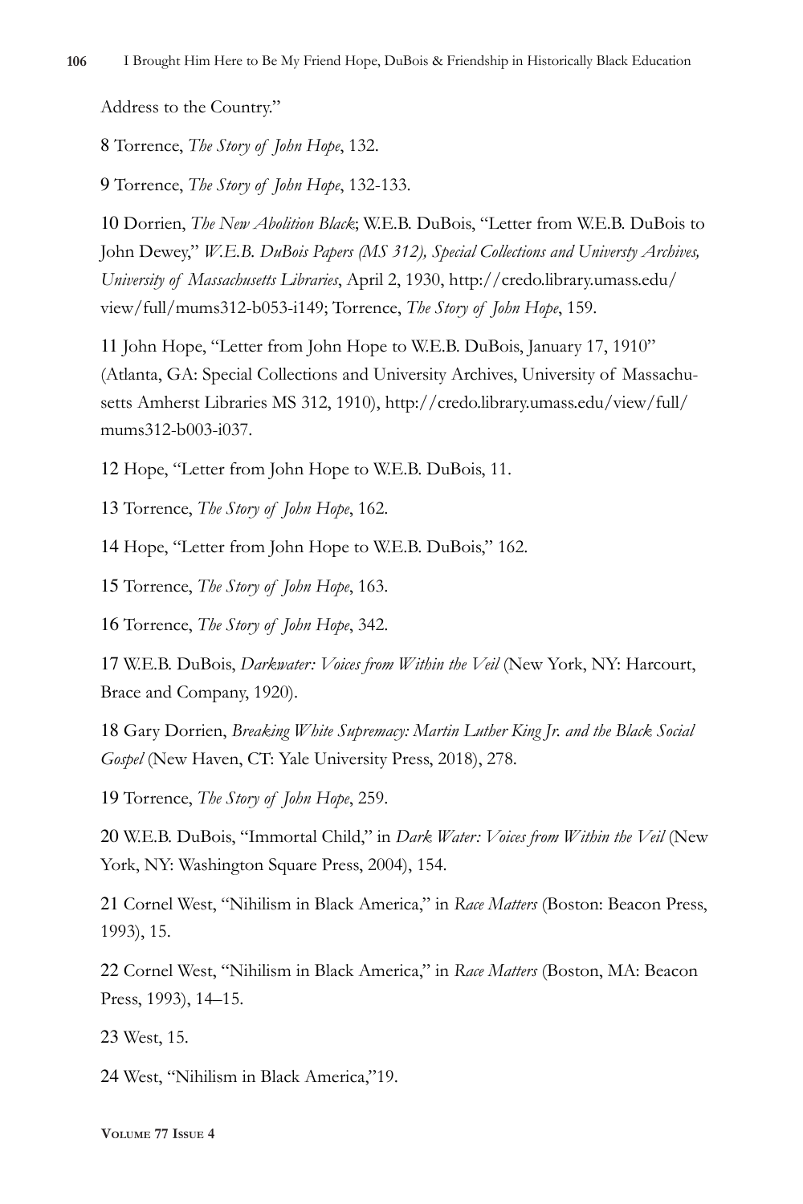Address to the Country."

8 Torrence, *The Story of John Hope*, 132.

9 Torrence, *The Story of John Hope*, 132-133.

10 Dorrien, *The New Abolition Black*; W.E.B. DuBois, "Letter from W.E.B. DuBois to John Dewey," *W.E.B. DuBois Papers (MS 312), Special Collections and Universty Archives, University of Massachusetts Libraries*, April 2, 1930, http://credo.library.umass.edu/view/full/mums312-b053-i149; Torrence, *The Story of John Hope*, 159.

11 John Hope, "Letter from John Hope to W.E.B. DuBois, January 17, 1910" (Atlanta, GA: Special Collections and University Archives, University of Massachusetts Amherst Libraries MS 312, 1910), http://credo.library.umass.edu/view/full/mums312-b003-i037.

12 Hope, "Letter from John Hope to W.E.B. DuBois, 11.

13 Torrence, *The Story of John Hope*, 162.

14 Hope, "Letter from John Hope to W.E.B. DuBois," 162.

15 Torrence, *The Story of John Hope*, 163.

16 Torrence, *The Story of John Hope*, 342.

17 W.E.B. DuBois, *Darkwater: Voices from Within the Veil* (New York, NY: Harcourt, Brace and Company, 1920).

18 Gary Dorrien, *Breaking White Supremacy: Martin Luther King Jr. and the Black Social Gospel* (New Haven, CT: Yale University Press, 2018), 278.

19 Torrence, *The Story of John Hope*, 259.

20 W.E.B. DuBois, "Immortal Child," in *Dark Water: Voices from Within the Veil* (New York, NY: Washington Square Press, 2004), 154.

21 Cornel West, "Nihilism in Black America," in *Race Matters* (Boston: Beacon Press, 1993), 15.

22 Cornel West, "Nihilism in Black America," in *Race Matters* (Boston, MA: Beacon Press, 1993), 14–15.

23 West, 15.

24 West, "Nihilism in Black America,"19.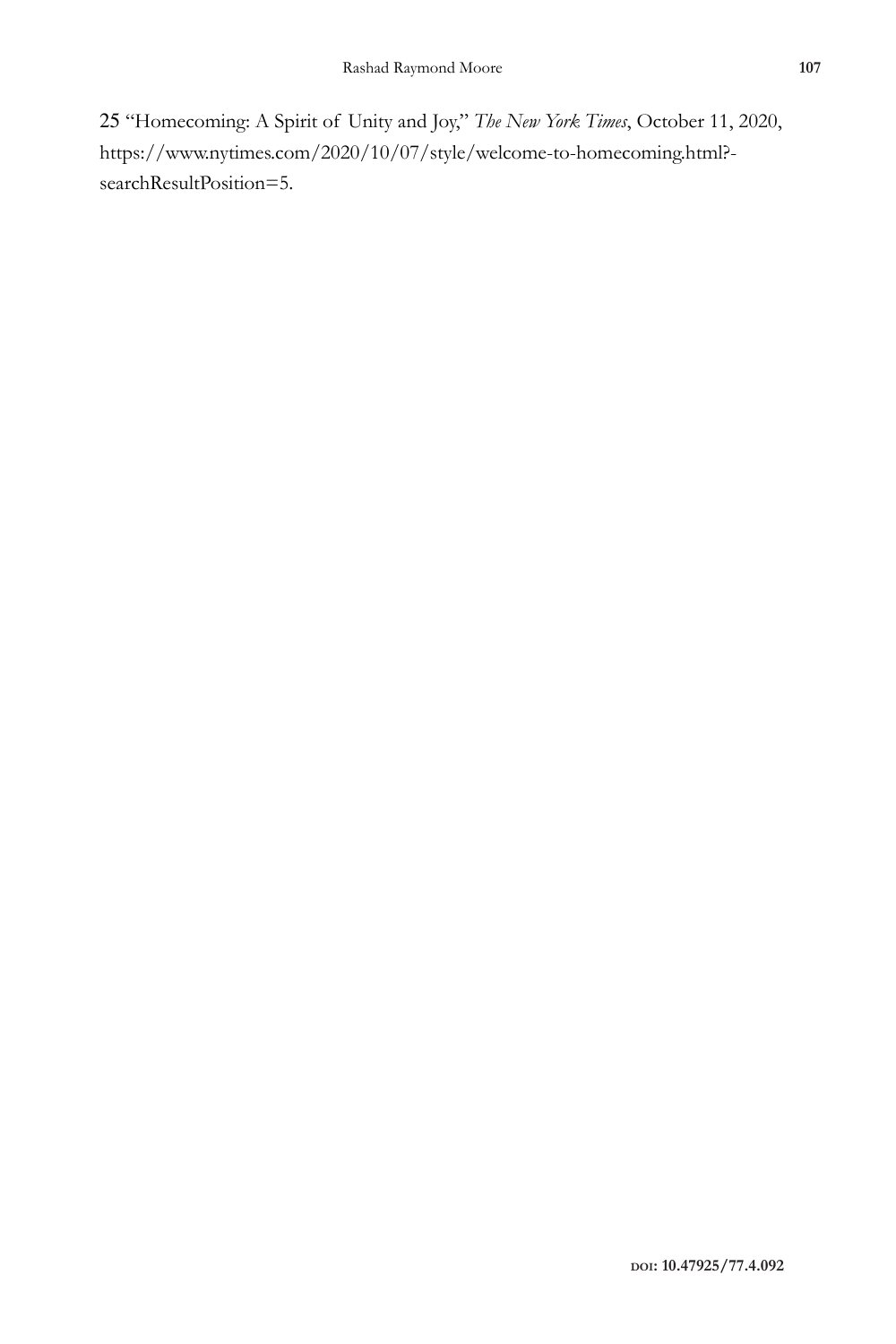25 "Homecoming: A Spirit of Unity and Joy," *The New York Times*, October 11, 2020, https://www.nytimes.com/2020/10/07/style/welcome-to-homecoming.html?-searchResultPosition=5.